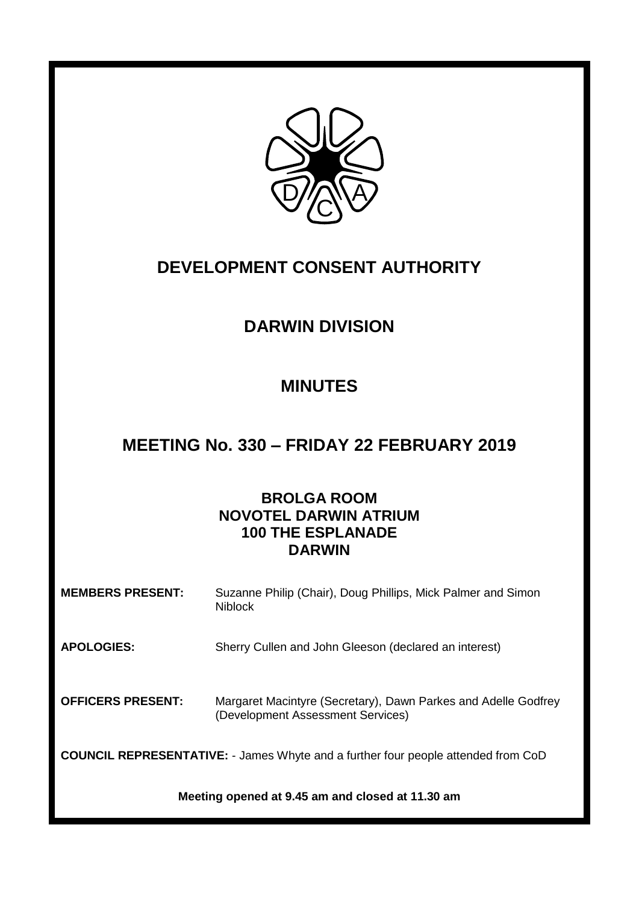# DEVELOPMENT CONSENT AUTHORITY

## DARWIN DIVISION

## MINUTES

## MEETING No. 330 – FRIDAY 22 FEBRUARY 2019

**BROLGA ROOM**
**NOVOTEL DARWIN ATRIUM**
**100 THE ESPLANADE**
**DARWIN**

**MEMBERS PRESENT:** Suzanne Philip (Chair), Doug Phillips, Mick Palmer and Simon Niblock

**APOLOGIES:** Sherry Cullen and John Gleeson (declared an interest)

**OFFICERS PRESENT:** Margaret Macintyre (Secretary), Dawn Parkes and Adelle Godfrey (Development Assessment Services)

**COUNCIL REPRESENTATIVE:** - James Whyte and a further four people attended from CoD

**Meeting opened at 9.45 am and closed at 11.30 am**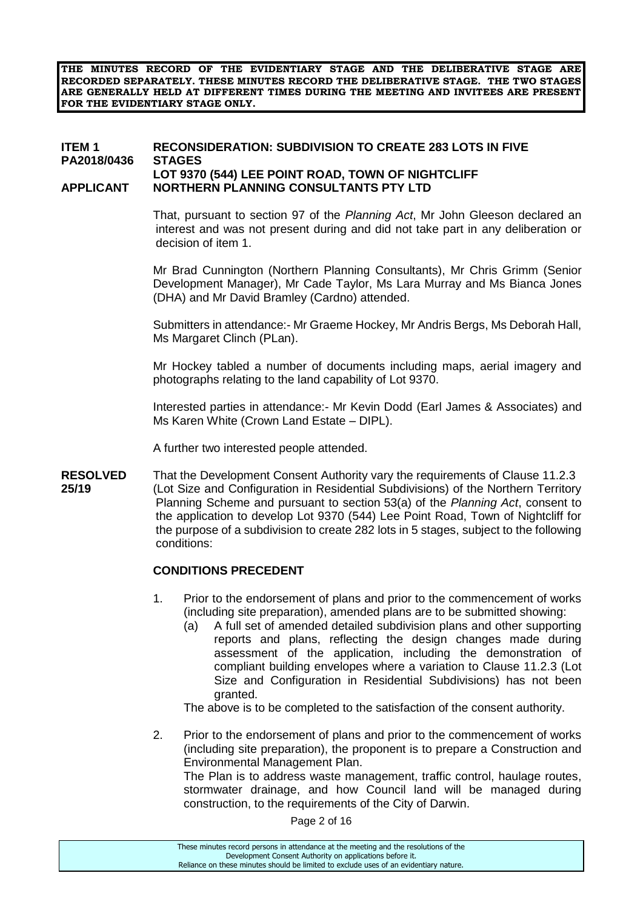**THE MINUTES RECORD OF THE EVIDENTIARY STAGE AND THE DELIBERATIVE STAGE ARE RECORDED SEPARATELY. THESE MINUTES RECORD THE DELIBERATIVE STAGE. THE TWO STAGES ARE GENERALLY HELD AT DIFFERENT TIMES DURING THE MEETING AND INVITEES ARE PRESENT FOR THE EVIDENTIARY STAGE ONLY.**

**ITEM 1 PA2018/0436** **RECONSIDERATION: SUBDIVISION TO CREATE 283 LOTS IN FIVE STAGES**
**LOT 9370 (544) LEE POINT ROAD, TOWN OF NIGHTCLIFF**
**APPLICANT** **NORTHERN PLANNING CONSULTANTS PTY LTD**

That, pursuant to section 97 of the *Planning Act*, Mr John Gleeson declared an interest and was not present during and did not take part in any deliberation or decision of item 1.

Mr Brad Cunnington (Northern Planning Consultants), Mr Chris Grimm (Senior Development Manager), Mr Cade Taylor, Ms Lara Murray and Ms Bianca Jones (DHA) and Mr David Bramley (Cardno) attended.

Submitters in attendance:- Mr Graeme Hockey, Mr Andris Bergs, Ms Deborah Hall, Ms Margaret Clinch (PLan).

Mr Hockey tabled a number of documents including maps, aerial imagery and photographs relating to the land capability of Lot 9370.

Interested parties in attendance:- Mr Kevin Dodd (Earl James & Associates) and Ms Karen White (Crown Land Estate – DIPL).

A further two interested people attended.

**RESOLVED 25/19** That the Development Consent Authority vary the requirements of Clause 11.2.3 (Lot Size and Configuration in Residential Subdivisions) of the Northern Territory Planning Scheme and pursuant to section 53(a) of the *Planning Act*, consent to the application to develop Lot 9370 (544) Lee Point Road, Town of Nightcliff for the purpose of a subdivision to create 282 lots in 5 stages, subject to the following conditions:

**CONDITIONS PRECEDENT**

1. Prior to the endorsement of plans and prior to the commencement of works (including site preparation), amended plans are to be submitted showing:
   (a) A full set of amended detailed subdivision plans and other supporting reports and plans, reflecting the design changes made during assessment of the application, including the demonstration of compliant building envelopes where a variation to Clause 11.2.3 (Lot Size and Configuration in Residential Subdivisions) has not been granted.

   The above is to be completed to the satisfaction of the consent authority.

2. Prior to the endorsement of plans and prior to the commencement of works (including site preparation), the proponent is to prepare a Construction and Environmental Management Plan.
   The Plan is to address waste management, traffic control, haulage routes, stormwater drainage, and how Council land will be managed during construction, to the requirements of the City of Darwin.

These minutes record persons in attendance at the meeting and the resolutions of the Development Consent Authority on applications before it.
Reliance on these minutes should be limited to exclude uses of an evidentiary nature.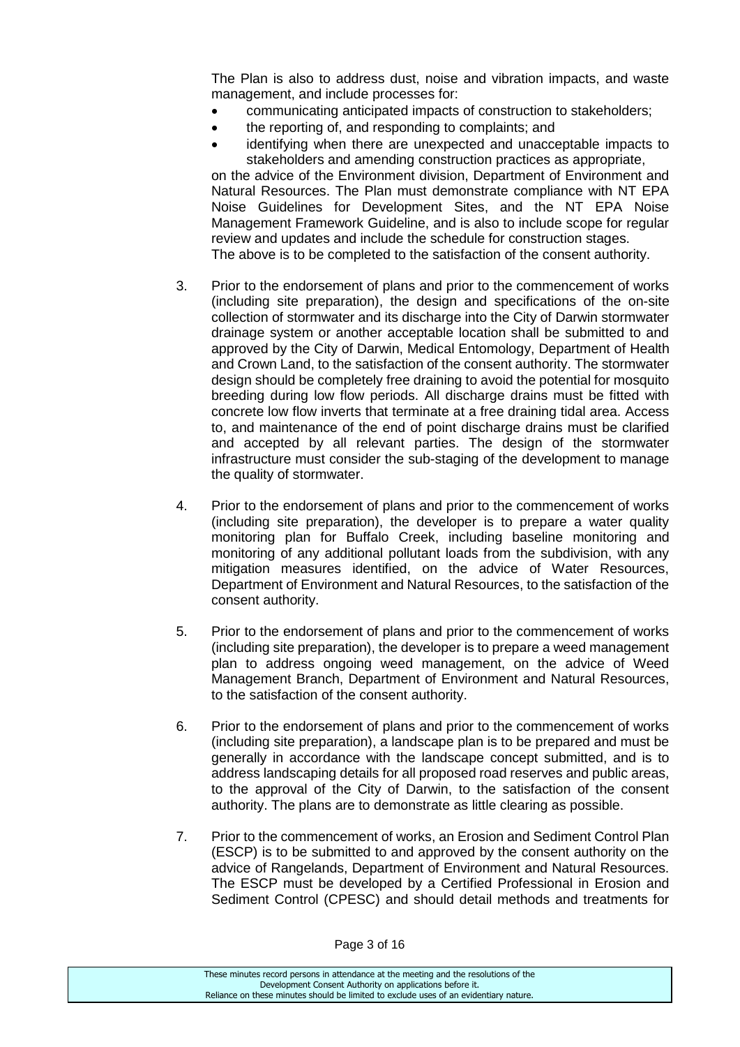The Plan is also to address dust, noise and vibration impacts, and waste management, and include processes for:

- communicating anticipated impacts of construction to stakeholders;
- the reporting of, and responding to complaints; and
- identifying when there are unexpected and unacceptable impacts to stakeholders and amending construction practices as appropriate,

on the advice of the Environment division, Department of Environment and Natural Resources. The Plan must demonstrate compliance with NT EPA Noise Guidelines for Development Sites, and the NT EPA Noise Management Framework Guideline, and is also to include scope for regular review and updates and include the schedule for construction stages.
The above is to be completed to the satisfaction of the consent authority.

3. Prior to the endorsement of plans and prior to the commencement of works (including site preparation), the design and specifications of the on-site collection of stormwater and its discharge into the City of Darwin stormwater drainage system or another acceptable location shall be submitted to and approved by the City of Darwin, Medical Entomology, Department of Health and Crown Land, to the satisfaction of the consent authority. The stormwater design should be completely free draining to avoid the potential for mosquito breeding during low flow periods. All discharge drains must be fitted with concrete low flow inverts that terminate at a free draining tidal area. Access to, and maintenance of the end of point discharge drains must be clarified and accepted by all relevant parties. The design of the stormwater infrastructure must consider the sub-staging of the development to manage the quality of stormwater.

4. Prior to the endorsement of plans and prior to the commencement of works (including site preparation), the developer is to prepare a water quality monitoring plan for Buffalo Creek, including baseline monitoring and monitoring of any additional pollutant loads from the subdivision, with any mitigation measures identified, on the advice of Water Resources, Department of Environment and Natural Resources, to the satisfaction of the consent authority.

5. Prior to the endorsement of plans and prior to the commencement of works (including site preparation), the developer is to prepare a weed management plan to address ongoing weed management, on the advice of Weed Management Branch, Department of Environment and Natural Resources, to the satisfaction of the consent authority.

6. Prior to the endorsement of plans and prior to the commencement of works (including site preparation), a landscape plan is to be prepared and must be generally in accordance with the landscape concept submitted, and is to address landscaping details for all proposed road reserves and public areas, to the approval of the City of Darwin, to the satisfaction of the consent authority. The plans are to demonstrate as little clearing as possible.

7. Prior to the commencement of works, an Erosion and Sediment Control Plan (ESCP) is to be submitted to and approved by the consent authority on the advice of Rangelands, Department of Environment and Natural Resources. The ESCP must be developed by a Certified Professional in Erosion and Sediment Control (CPESC) and should detail methods and treatments for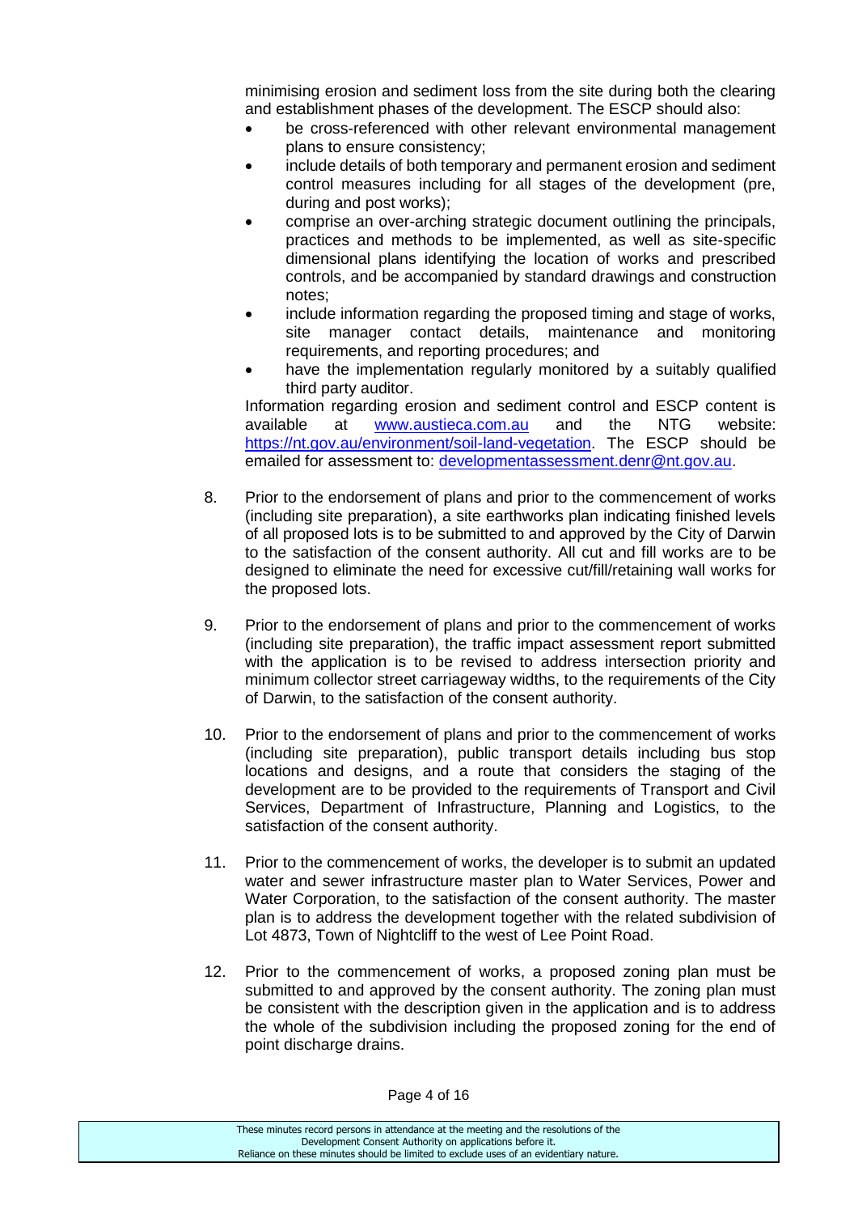minimising erosion and sediment loss from the site during both the clearing and establishment phases of the development. The ESCP should also:

- be cross-referenced with other relevant environmental management plans to ensure consistency;
- include details of both temporary and permanent erosion and sediment control measures including for all stages of the development (pre, during and post works);
- comprise an over-arching strategic document outlining the principals, practices and methods to be implemented, as well as site-specific dimensional plans identifying the location of works and prescribed controls, and be accompanied by standard drawings and construction notes;
- include information regarding the proposed timing and stage of works, site manager contact details, maintenance and monitoring requirements, and reporting procedures; and
- have the implementation regularly monitored by a suitably qualified third party auditor.

Information regarding erosion and sediment control and ESCP content is available at [www.austieca.com.au](http://www.austieca.com.au) and the NTG website: [https://nt.gov.au/environment/soil-land-vegetation](https://nt.gov.au/environment/soil-land-vegetation). The ESCP should be emailed for assessment to: [developmentassessment.denr@nt.gov.au](mailto:developmentassessment.denr@nt.gov.au).

8. Prior to the endorsement of plans and prior to the commencement of works (including site preparation), a site earthworks plan indicating finished levels of all proposed lots is to be submitted to and approved by the City of Darwin to the satisfaction of the consent authority. All cut and fill works are to be designed to eliminate the need for excessive cut/fill/retaining wall works for the proposed lots.

9. Prior to the endorsement of plans and prior to the commencement of works (including site preparation), the traffic impact assessment report submitted with the application is to be revised to address intersection priority and minimum collector street carriageway widths, to the requirements of the City of Darwin, to the satisfaction of the consent authority.

10. Prior to the endorsement of plans and prior to the commencement of works (including site preparation), public transport details including bus stop locations and designs, and a route that considers the staging of the development are to be provided to the requirements of Transport and Civil Services, Department of Infrastructure, Planning and Logistics, to the satisfaction of the consent authority.

11. Prior to the commencement of works, the developer is to submit an updated water and sewer infrastructure master plan to Water Services, Power and Water Corporation, to the satisfaction of the consent authority. The master plan is to address the development together with the related subdivision of Lot 4873, Town of Nightcliff to the west of Lee Point Road.

12. Prior to the commencement of works, a proposed zoning plan must be submitted to and approved by the consent authority. The zoning plan must be consistent with the description given in the application and is to address the whole of the subdivision including the proposed zoning for the end of point discharge drains.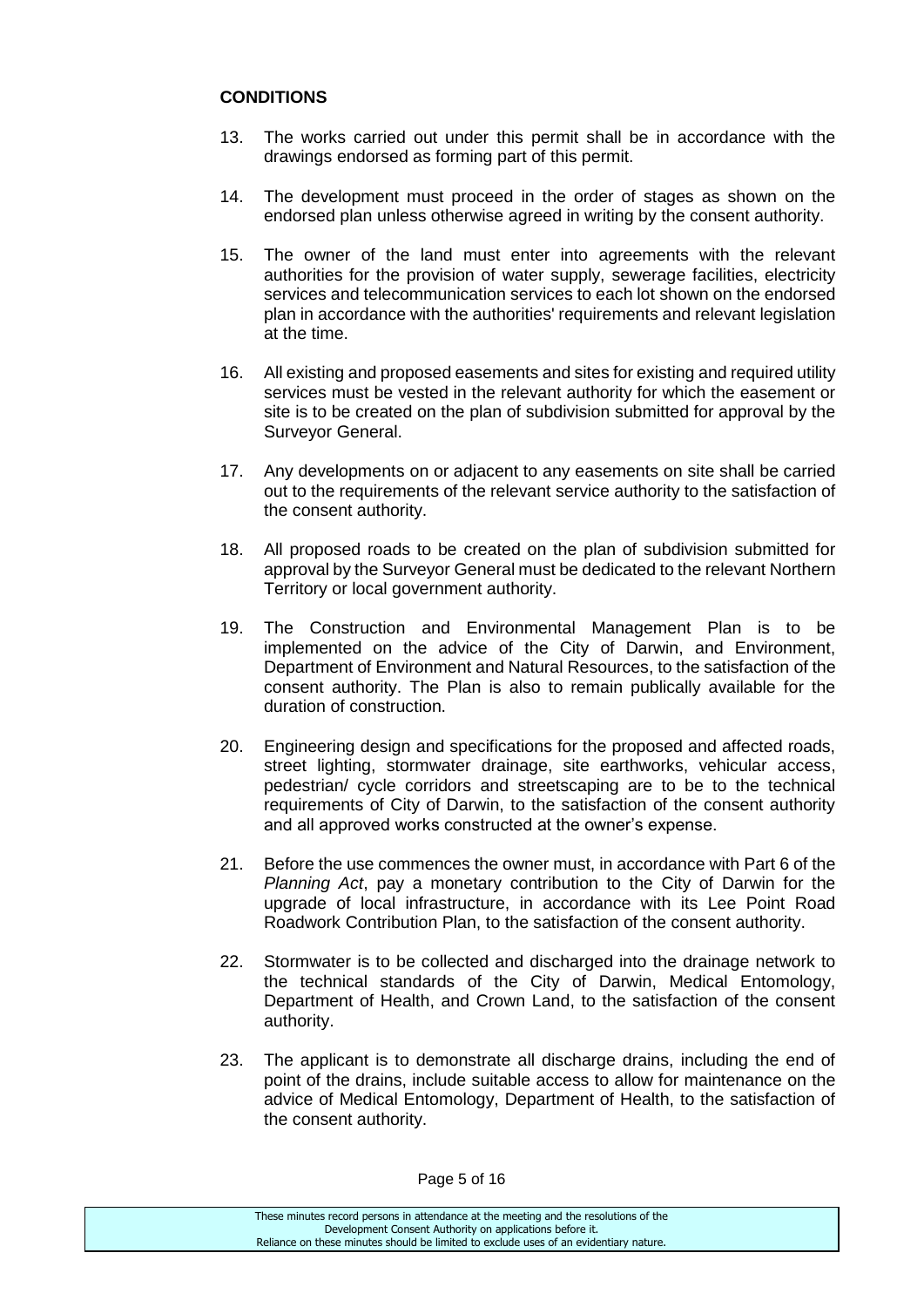**CONDITIONS**

13. The works carried out under this permit shall be in accordance with the drawings endorsed as forming part of this permit.

14. The development must proceed in the order of stages as shown on the endorsed plan unless otherwise agreed in writing by the consent authority.

15. The owner of the land must enter into agreements with the relevant authorities for the provision of water supply, sewerage facilities, electricity services and telecommunication services to each lot shown on the endorsed plan in accordance with the authorities' requirements and relevant legislation at the time.

16. All existing and proposed easements and sites for existing and required utility services must be vested in the relevant authority for which the easement or site is to be created on the plan of subdivision submitted for approval by the Surveyor General.

17. Any developments on or adjacent to any easements on site shall be carried out to the requirements of the relevant service authority to the satisfaction of the consent authority.

18. All proposed roads to be created on the plan of subdivision submitted for approval by the Surveyor General must be dedicated to the relevant Northern Territory or local government authority.

19. The Construction and Environmental Management Plan is to be implemented on the advice of the City of Darwin, and Environment, Department of Environment and Natural Resources, to the satisfaction of the consent authority. The Plan is also to remain publically available for the duration of construction.

20. Engineering design and specifications for the proposed and affected roads, street lighting, stormwater drainage, site earthworks, vehicular access, pedestrian/ cycle corridors and streetscaping are to be to the technical requirements of City of Darwin, to the satisfaction of the consent authority and all approved works constructed at the owner's expense.

21. Before the use commences the owner must, in accordance with Part 6 of the *Planning Act*, pay a monetary contribution to the City of Darwin for the upgrade of local infrastructure, in accordance with its Lee Point Road Roadwork Contribution Plan, to the satisfaction of the consent authority.

22. Stormwater is to be collected and discharged into the drainage network to the technical standards of the City of Darwin, Medical Entomology, Department of Health, and Crown Land, to the satisfaction of the consent authority.

23. The applicant is to demonstrate all discharge drains, including the end of point of the drains, include suitable access to allow for maintenance on the advice of Medical Entomology, Department of Health, to the satisfaction of the consent authority.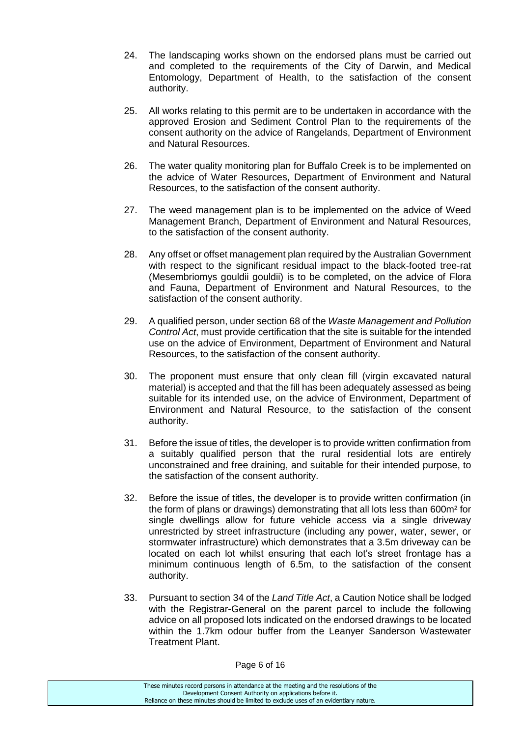24. The landscaping works shown on the endorsed plans must be carried out and completed to the requirements of the City of Darwin, and Medical Entomology, Department of Health, to the satisfaction of the consent authority.

25. All works relating to this permit are to be undertaken in accordance with the approved Erosion and Sediment Control Plan to the requirements of the consent authority on the advice of Rangelands, Department of Environment and Natural Resources.

26. The water quality monitoring plan for Buffalo Creek is to be implemented on the advice of Water Resources, Department of Environment and Natural Resources, to the satisfaction of the consent authority.

27. The weed management plan is to be implemented on the advice of Weed Management Branch, Department of Environment and Natural Resources, to the satisfaction of the consent authority.

28. Any offset or offset management plan required by the Australian Government with respect to the significant residual impact to the black-footed tree-rat (Mesembriomys gouldii gouldii) is to be completed, on the advice of Flora and Fauna, Department of Environment and Natural Resources, to the satisfaction of the consent authority.

29. A qualified person, under section 68 of the *Waste Management and Pollution Control Act*, must provide certification that the site is suitable for the intended use on the advice of Environment, Department of Environment and Natural Resources, to the satisfaction of the consent authority.

30. The proponent must ensure that only clean fill (virgin excavated natural material) is accepted and that the fill has been adequately assessed as being suitable for its intended use, on the advice of Environment, Department of Environment and Natural Resource, to the satisfaction of the consent authority.

31. Before the issue of titles, the developer is to provide written confirmation from a suitably qualified person that the rural residential lots are entirely unconstrained and free draining, and suitable for their intended purpose, to the satisfaction of the consent authority.

32. Before the issue of titles, the developer is to provide written confirmation (in the form of plans or drawings) demonstrating that all lots less than 600m$^2$ for single dwellings allow for future vehicle access via a single driveway unrestricted by street infrastructure (including any power, water, sewer, or stormwater infrastructure) which demonstrates that a 3.5m driveway can be located on each lot whilst ensuring that each lot's street frontage has a minimum continuous length of 6.5m, to the satisfaction of the consent authority.

33. Pursuant to section 34 of the *Land Title Act*, a Caution Notice shall be lodged with the Registrar-General on the parent parcel to include the following advice on all proposed lots indicated on the endorsed drawings to be located within the 1.7km odour buffer from the Leanyer Sanderson Wastewater Treatment Plant.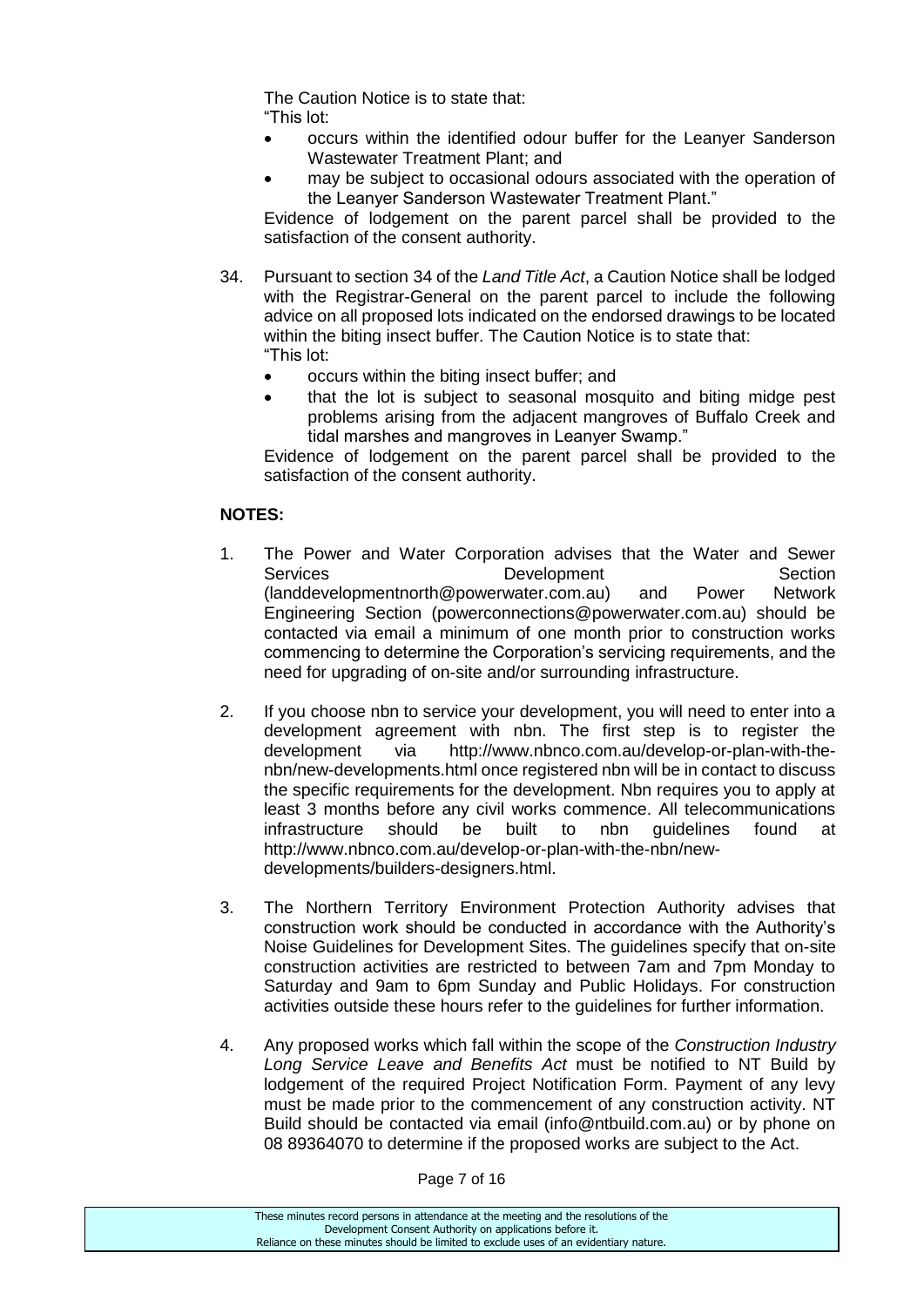The Caution Notice is to state that:
"This lot:

- occurs within the identified odour buffer for the Leanyer Sanderson Wastewater Treatment Plant; and
- may be subject to occasional odours associated with the operation of the Leanyer Sanderson Wastewater Treatment Plant."

Evidence of lodgement on the parent parcel shall be provided to the satisfaction of the consent authority.

34. Pursuant to section 34 of the *Land Title Act*, a Caution Notice shall be lodged with the Registrar-General on the parent parcel to include the following advice on all proposed lots indicated on the endorsed drawings to be located within the biting insect buffer. The Caution Notice is to state that:
"This lot:
    - occurs within the biting insect buffer; and
    - that the lot is subject to seasonal mosquito and biting midge pest problems arising from the adjacent mangroves of Buffalo Creek and tidal marshes and mangroves in Leanyer Swamp."

    Evidence of lodgement on the parent parcel shall be provided to the satisfaction of the consent authority.

**NOTES:**

1. The Power and Water Corporation advises that the Water and Sewer Services Development Section (landdevelopmentnorth@powerwater.com.au) and Power Network Engineering Section (powerconnections@powerwater.com.au) should be contacted via email a minimum of one month prior to construction works commencing to determine the Corporation's servicing requirements, and the need for upgrading of on-site and/or surrounding infrastructure.

2. If you choose nbn to service your development, you will need to enter into a development agreement with nbn. The first step is to register the development via http://www.nbnco.com.au/develop-or-plan-with-the-nbn/new-developments.html once registered nbn will be in contact to discuss the specific requirements for the development. Nbn requires you to apply at least 3 months before any civil works commence. All telecommunications infrastructure should be built to nbn guidelines found at http://www.nbnco.com.au/develop-or-plan-with-the-nbn/new-developments/builders-designers.html.

3. The Northern Territory Environment Protection Authority advises that construction work should be conducted in accordance with the Authority's Noise Guidelines for Development Sites. The guidelines specify that on-site construction activities are restricted to between 7am and 7pm Monday to Saturday and 9am to 6pm Sunday and Public Holidays. For construction activities outside these hours refer to the guidelines for further information.

4. Any proposed works which fall within the scope of the *Construction Industry Long Service Leave and Benefits Act* must be notified to NT Build by lodgement of the required Project Notification Form. Payment of any levy must be made prior to the commencement of any construction activity. NT Build should be contacted via email (info@ntbuild.com.au) or by phone on 08 89364070 to determine if the proposed works are subject to the Act.

These minutes record persons in attendance at the meeting and the resolutions of the Development Consent Authority on applications before it. Reliance on these minutes should be limited to exclude uses of an evidentiary nature.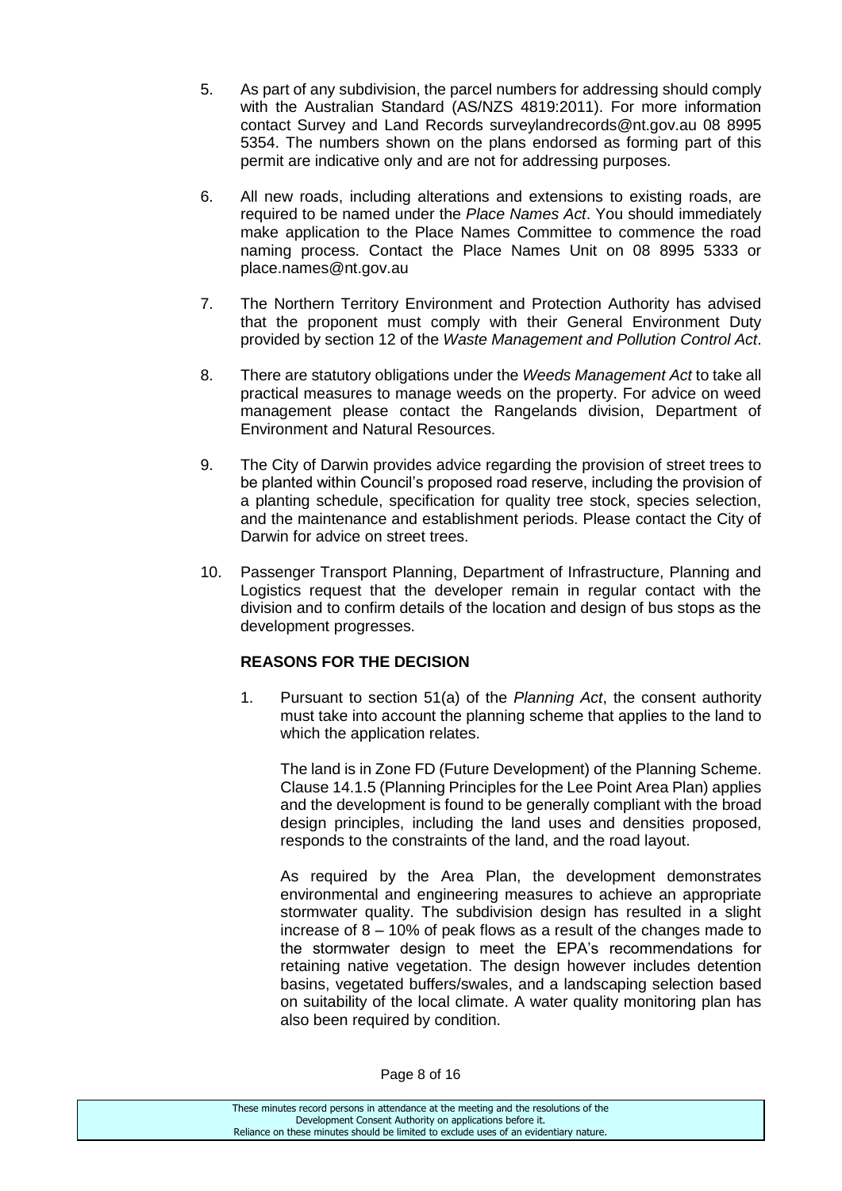5. As part of any subdivision, the parcel numbers for addressing should comply with the Australian Standard (AS/NZS 4819:2011). For more information contact Survey and Land Records surveylandrecords@nt.gov.au 08 8995 5354. The numbers shown on the plans endorsed as forming part of this permit are indicative only and are not for addressing purposes.

6. All new roads, including alterations and extensions to existing roads, are required to be named under the *Place Names Act*. You should immediately make application to the Place Names Committee to commence the road naming process. Contact the Place Names Unit on 08 8995 5333 or place.names@nt.gov.au

7. The Northern Territory Environment and Protection Authority has advised that the proponent must comply with their General Environment Duty provided by section 12 of the *Waste Management and Pollution Control Act*.

8. There are statutory obligations under the *Weeds Management Act* to take all practical measures to manage weeds on the property. For advice on weed management please contact the Rangelands division, Department of Environment and Natural Resources.

9. The City of Darwin provides advice regarding the provision of street trees to be planted within Council's proposed road reserve, including the provision of a planting schedule, specification for quality tree stock, species selection, and the maintenance and establishment periods. Please contact the City of Darwin for advice on street trees.

10. Passenger Transport Planning, Department of Infrastructure, Planning and Logistics request that the developer remain in regular contact with the division and to confirm details of the location and design of bus stops as the development progresses.

**REASONS FOR THE DECISION**

1. Pursuant to section 51(a) of the *Planning Act*, the consent authority must take into account the planning scheme that applies to the land to which the application relates.

   The land is in Zone FD (Future Development) of the Planning Scheme. Clause 14.1.5 (Planning Principles for the Lee Point Area Plan) applies and the development is found to be generally compliant with the broad design principles, including the land uses and densities proposed, responds to the constraints of the land, and the road layout.

   As required by the Area Plan, the development demonstrates environmental and engineering measures to achieve an appropriate stormwater quality. The subdivision design has resulted in a slight increase of 8 – 10% of peak flows as a result of the changes made to the stormwater design to meet the EPA's recommendations for retaining native vegetation. The design however includes detention basins, vegetated buffers/swales, and a landscaping selection based on suitability of the local climate. A water quality monitoring plan has also been required by condition.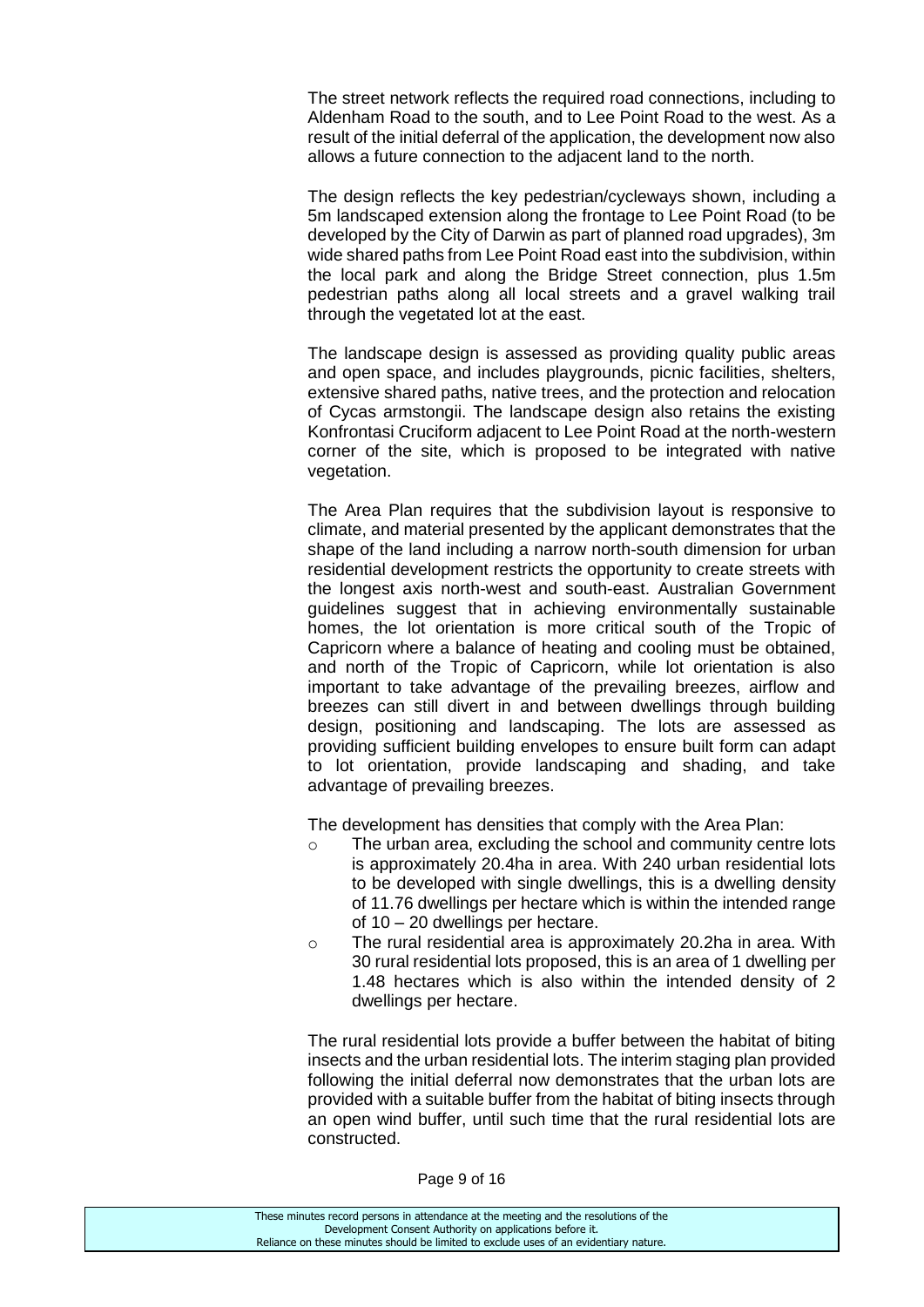The street network reflects the required road connections, including to Aldenham Road to the south, and to Lee Point Road to the west. As a result of the initial deferral of the application, the development now also allows a future connection to the adjacent land to the north.

The design reflects the key pedestrian/cycleways shown, including a 5m landscaped extension along the frontage to Lee Point Road (to be developed by the City of Darwin as part of planned road upgrades), 3m wide shared paths from Lee Point Road east into the subdivision, within the local park and along the Bridge Street connection, plus 1.5m pedestrian paths along all local streets and a gravel walking trail through the vegetated lot at the east.

The landscape design is assessed as providing quality public areas and open space, and includes playgrounds, picnic facilities, shelters, extensive shared paths, native trees, and the protection and relocation of Cycas armstongii. The landscape design also retains the existing Konfrontasi Cruciform adjacent to Lee Point Road at the north-western corner of the site, which is proposed to be integrated with native vegetation.

The Area Plan requires that the subdivision layout is responsive to climate, and material presented by the applicant demonstrates that the shape of the land including a narrow north-south dimension for urban residential development restricts the opportunity to create streets with the longest axis north-west and south-east. Australian Government guidelines suggest that in achieving environmentally sustainable homes, the lot orientation is more critical south of the Tropic of Capricorn where a balance of heating and cooling must be obtained, and north of the Tropic of Capricorn, while lot orientation is also important to take advantage of the prevailing breezes, airflow and breezes can still divert in and between dwellings through building design, positioning and landscaping. The lots are assessed as providing sufficient building envelopes to ensure built form can adapt to lot orientation, provide landscaping and shading, and take advantage of prevailing breezes.

The development has densities that comply with the Area Plan:

- The urban area, excluding the school and community centre lots is approximately 20.4ha in area. With 240 urban residential lots to be developed with single dwellings, this is a dwelling density of 11.76 dwellings per hectare which is within the intended range of 10 – 20 dwellings per hectare.
- The rural residential area is approximately 20.2ha in area. With 30 rural residential lots proposed, this is an area of 1 dwelling per 1.48 hectares which is also within the intended density of 2 dwellings per hectare.

The rural residential lots provide a buffer between the habitat of biting insects and the urban residential lots. The interim staging plan provided following the initial deferral now demonstrates that the urban lots are provided with a suitable buffer from the habitat of biting insects through an open wind buffer, until such time that the rural residential lots are constructed.

These minutes record persons in attendance at the meeting and the resolutions of the Development Consent Authority on applications before it.
Reliance on these minutes should be limited to exclude uses of an evidentiary nature.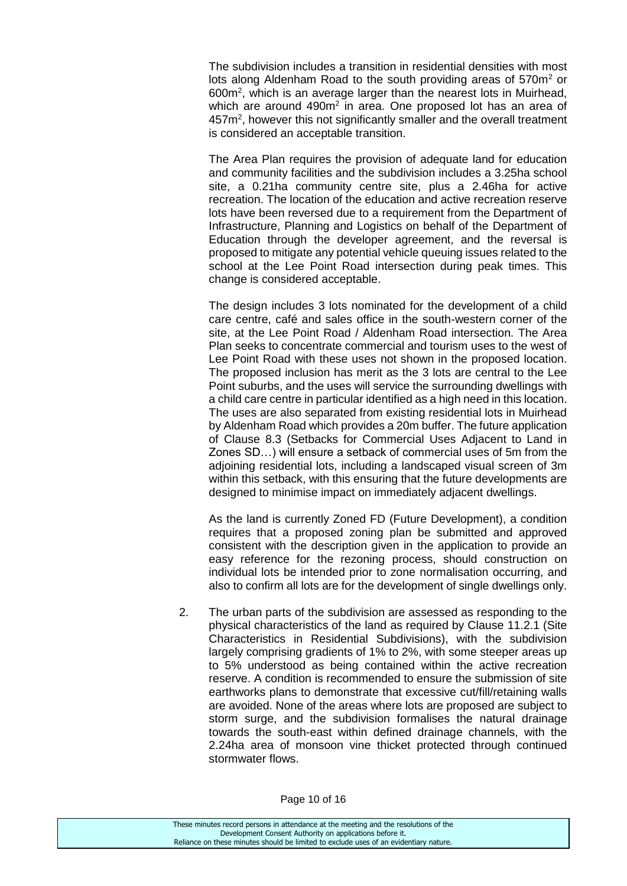The subdivision includes a transition in residential densities with most lots along Aldenham Road to the south providing areas of 570m$^2$ or 600m$^2$, which is an average larger than the nearest lots in Muirhead, which are around 490m$^2$ in area. One proposed lot has an area of 457m$^2$, however this not significantly smaller and the overall treatment is considered an acceptable transition.

The Area Plan requires the provision of adequate land for education and community facilities and the subdivision includes a 3.25ha school site, a 0.21ha community centre site, plus a 2.46ha for active recreation. The location of the education and active recreation reserve lots have been reversed due to a requirement from the Department of Infrastructure, Planning and Logistics on behalf of the Department of Education through the developer agreement, and the reversal is proposed to mitigate any potential vehicle queuing issues related to the school at the Lee Point Road intersection during peak times. This change is considered acceptable.

The design includes 3 lots nominated for the development of a child care centre, café and sales office in the south-western corner of the site, at the Lee Point Road / Aldenham Road intersection. The Area Plan seeks to concentrate commercial and tourism uses to the west of Lee Point Road with these uses not shown in the proposed location. The proposed inclusion has merit as the 3 lots are central to the Lee Point suburbs, and the uses will service the surrounding dwellings with a child care centre in particular identified as a high need in this location. The uses are also separated from existing residential lots in Muirhead by Aldenham Road which provides a 20m buffer. The future application of Clause 8.3 (Setbacks for Commercial Uses Adjacent to Land in Zones SD…) will ensure a setback of commercial uses of 5m from the adjoining residential lots, including a landscaped visual screen of 3m within this setback, with this ensuring that the future developments are designed to minimise impact on immediately adjacent dwellings.

As the land is currently Zoned FD (Future Development), a condition requires that a proposed zoning plan be submitted and approved consistent with the description given in the application to provide an easy reference for the rezoning process, should construction on individual lots be intended prior to zone normalisation occurring, and also to confirm all lots are for the development of single dwellings only.

2. The urban parts of the subdivision are assessed as responding to the physical characteristics of the land as required by Clause 11.2.1 (Site Characteristics in Residential Subdivisions), with the subdivision largely comprising gradients of 1% to 2%, with some steeper areas up to 5% understood as being contained within the active recreation reserve. A condition is recommended to ensure the submission of site earthworks plans to demonstrate that excessive cut/fill/retaining walls are avoided. None of the areas where lots are proposed are subject to storm surge, and the subdivision formalises the natural drainage towards the south-east within defined drainage channels, with the 2.24ha area of monsoon vine thicket protected through continued stormwater flows.

These minutes record persons in attendance at the meeting and the resolutions of the Development Consent Authority on applications before it.
Reliance on these minutes should be limited to exclude uses of an evidentiary nature.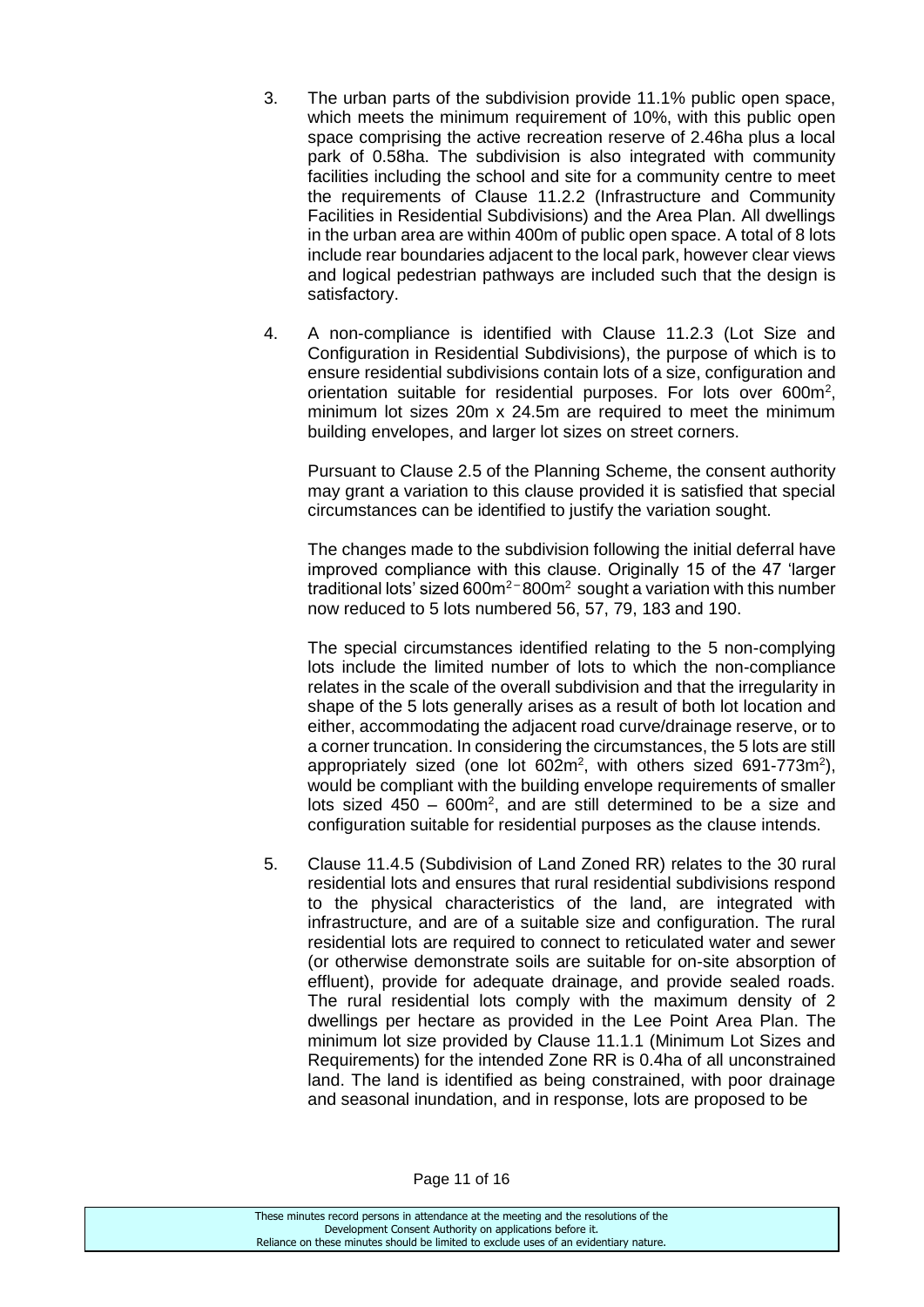3. The urban parts of the subdivision provide 11.1% public open space, which meets the minimum requirement of 10%, with this public open space comprising the active recreation reserve of 2.46ha plus a local park of 0.58ha. The subdivision is also integrated with community facilities including the school and site for a community centre to meet the requirements of Clause 11.2.2 (Infrastructure and Community Facilities in Residential Subdivisions) and the Area Plan. All dwellings in the urban area are within 400m of public open space. A total of 8 lots include rear boundaries adjacent to the local park, however clear views and logical pedestrian pathways are included such that the design is satisfactory.

4. A non-compliance is identified with Clause 11.2.3 (Lot Size and Configuration in Residential Subdivisions), the purpose of which is to ensure residential subdivisions contain lots of a size, configuration and orientation suitable for residential purposes. For lots over $600m^2$, minimum lot sizes 20m x 24.5m are required to meet the minimum building envelopes, and larger lot sizes on street corners.

   Pursuant to Clause 2.5 of the Planning Scheme, the consent authority may grant a variation to this clause provided it is satisfied that special circumstances can be identified to justify the variation sought.

   The changes made to the subdivision following the initial deferral have improved compliance with this clause. Originally 15 of the 47 'larger traditional lots' sized $600m^2$ – $800m^2$ sought a variation with this number now reduced to 5 lots numbered 56, 57, 79, 183 and 190.

   The special circumstances identified relating to the 5 non-complying lots include the limited number of lots to which the non-compliance relates in the scale of the overall subdivision and that the irregularity in shape of the 5 lots generally arises as a result of both lot location and either, accommodating the adjacent road curve/drainage reserve, or to a corner truncation. In considering the circumstances, the 5 lots are still appropriately sized (one lot $602m^2$, with others sized 691-$773m^2$), would be compliant with the building envelope requirements of smaller lots sized 450 – $600m^2$, and are still determined to be a size and configuration suitable for residential purposes as the clause intends.

5. Clause 11.4.5 (Subdivision of Land Zoned RR) relates to the 30 rural residential lots and ensures that rural residential subdivisions respond to the physical characteristics of the land, are integrated with infrastructure, and are of a suitable size and configuration. The rural residential lots are required to connect to reticulated water and sewer (or otherwise demonstrate soils are suitable for on-site absorption of effluent), provide for adequate drainage, and provide sealed roads. The rural residential lots comply with the maximum density of 2 dwellings per hectare as provided in the Lee Point Area Plan. The minimum lot size provided by Clause 11.1.1 (Minimum Lot Sizes and Requirements) for the intended Zone RR is 0.4ha of all unconstrained land. The land is identified as being constrained, with poor drainage and seasonal inundation, and in response, lots are proposed to be

These minutes record persons in attendance at the meeting and the resolutions of the Development Consent Authority on applications before it. Reliance on these minutes should be limited to exclude uses of an evidentiary nature.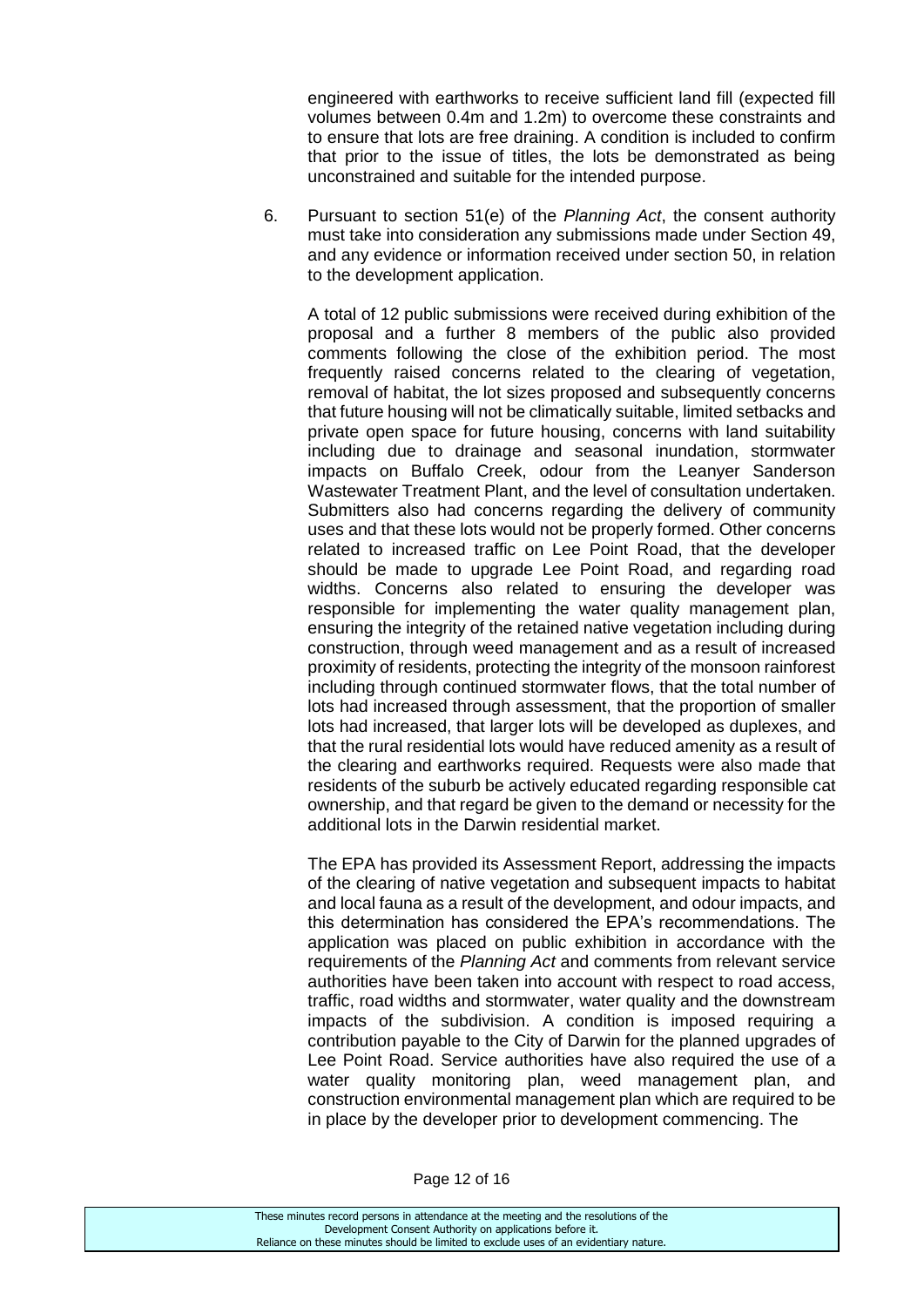engineered with earthworks to receive sufficient land fill (expected fill volumes between 0.4m and 1.2m) to overcome these constraints and to ensure that lots are free draining. A condition is included to confirm that prior to the issue of titles, the lots be demonstrated as being unconstrained and suitable for the intended purpose.

6. Pursuant to section 51(e) of the *Planning Act*, the consent authority must take into consideration any submissions made under Section 49, and any evidence or information received under section 50, in relation to the development application.

   A total of 12 public submissions were received during exhibition of the proposal and a further 8 members of the public also provided comments following the close of the exhibition period. The most frequently raised concerns related to the clearing of vegetation, removal of habitat, the lot sizes proposed and subsequently concerns that future housing will not be climatically suitable, limited setbacks and private open space for future housing, concerns with land suitability including due to drainage and seasonal inundation, stormwater impacts on Buffalo Creek, odour from the Leanyer Sanderson Wastewater Treatment Plant, and the level of consultation undertaken. Submitters also had concerns regarding the delivery of community uses and that these lots would not be properly formed. Other concerns related to increased traffic on Lee Point Road, that the developer should be made to upgrade Lee Point Road, and regarding road widths. Concerns also related to ensuring the developer was responsible for implementing the water quality management plan, ensuring the integrity of the retained native vegetation including during construction, through weed management and as a result of increased proximity of residents, protecting the integrity of the monsoon rainforest including through continued stormwater flows, that the total number of lots had increased through assessment, that the proportion of smaller lots had increased, that larger lots will be developed as duplexes, and that the rural residential lots would have reduced amenity as a result of the clearing and earthworks required. Requests were also made that residents of the suburb be actively educated regarding responsible cat ownership, and that regard be given to the demand or necessity for the additional lots in the Darwin residential market.

   The EPA has provided its Assessment Report, addressing the impacts of the clearing of native vegetation and subsequent impacts to habitat and local fauna as a result of the development, and odour impacts, and this determination has considered the EPA's recommendations. The application was placed on public exhibition in accordance with the requirements of the *Planning Act* and comments from relevant service authorities have been taken into account with respect to road access, traffic, road widths and stormwater, water quality and the downstream impacts of the subdivision. A condition is imposed requiring a contribution payable to the City of Darwin for the planned upgrades of Lee Point Road. Service authorities have also required the use of a water quality monitoring plan, weed management plan, and construction environmental management plan which are required to be in place by the developer prior to development commencing. The

These minutes record persons in attendance at the meeting and the resolutions of the Development Consent Authority on applications before it. Reliance on these minutes should be limited to exclude uses of an evidentiary nature.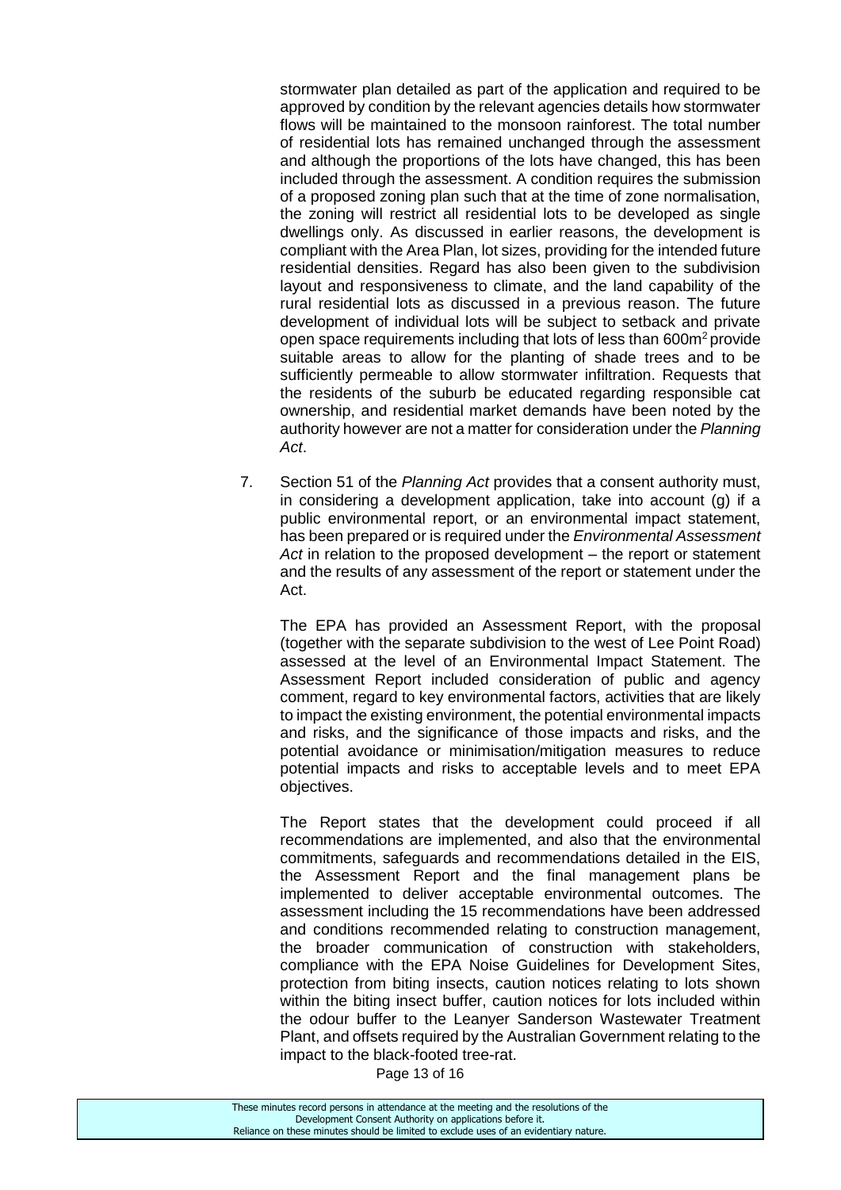stormwater plan detailed as part of the application and required to be approved by condition by the relevant agencies details how stormwater flows will be maintained to the monsoon rainforest. The total number of residential lots has remained unchanged through the assessment and although the proportions of the lots have changed, this has been included through the assessment. A condition requires the submission of a proposed zoning plan such that at the time of zone normalisation, the zoning will restrict all residential lots to be developed as single dwellings only. As discussed in earlier reasons, the development is compliant with the Area Plan, lot sizes, providing for the intended future residential densities. Regard has also been given to the subdivision layout and responsiveness to climate, and the land capability of the rural residential lots as discussed in a previous reason. The future development of individual lots will be subject to setback and private open space requirements including that lots of less than 600m$^2$ provide suitable areas to allow for the planting of shade trees and to be sufficiently permeable to allow stormwater infiltration. Requests that the residents of the suburb be educated regarding responsible cat ownership, and residential market demands have been noted by the authority however are not a matter for consideration under the *Planning Act*.

7. Section 51 of the *Planning Act* provides that a consent authority must, in considering a development application, take into account (g) if a public environmental report, or an environmental impact statement, has been prepared or is required under the *Environmental Assessment Act* in relation to the proposed development – the report or statement and the results of any assessment of the report or statement under the Act.

   The EPA has provided an Assessment Report, with the proposal (together with the separate subdivision to the west of Lee Point Road) assessed at the level of an Environmental Impact Statement. The Assessment Report included consideration of public and agency comment, regard to key environmental factors, activities that are likely to impact the existing environment, the potential environmental impacts and risks, and the significance of those impacts and risks, and the potential avoidance or minimisation/mitigation measures to reduce potential impacts and risks to acceptable levels and to meet EPA objectives.

   The Report states that the development could proceed if all recommendations are implemented, and also that the environmental commitments, safeguards and recommendations detailed in the EIS, the Assessment Report and the final management plans be implemented to deliver acceptable environmental outcomes. The assessment including the 15 recommendations have been addressed and conditions recommended relating to construction management, the broader communication of construction with stakeholders, compliance with the EPA Noise Guidelines for Development Sites, protection from biting insects, caution notices relating to lots shown within the biting insect buffer, caution notices for lots included within the odour buffer to the Leanyer Sanderson Wastewater Treatment Plant, and offsets required by the Australian Government relating to the impact to the black-footed tree-rat.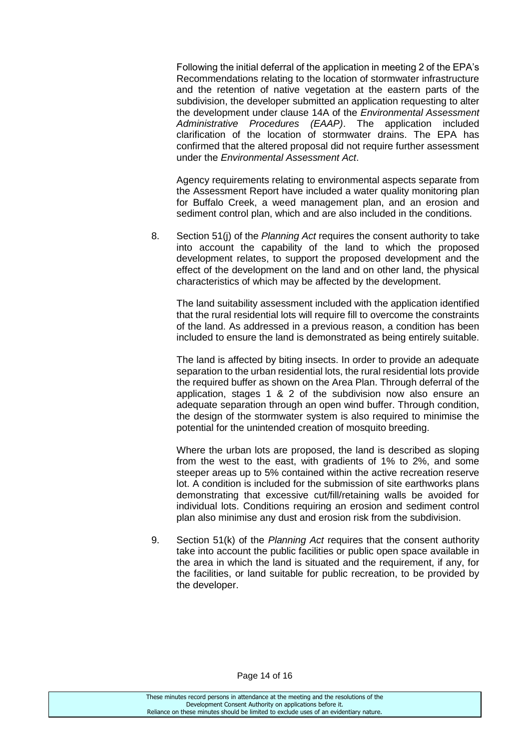Following the initial deferral of the application in meeting 2 of the EPA's Recommendations relating to the location of stormwater infrastructure and the retention of native vegetation at the eastern parts of the subdivision, the developer submitted an application requesting to alter the development under clause 14A of the *Environmental Assessment Administrative Procedures (EAAP)*. The application included clarification of the location of stormwater drains. The EPA has confirmed that the altered proposal did not require further assessment under the *Environmental Assessment Act*.

Agency requirements relating to environmental aspects separate from the Assessment Report have included a water quality monitoring plan for Buffalo Creek, a weed management plan, and an erosion and sediment control plan, which and are also included in the conditions.

8. Section 51(j) of the *Planning Act* requires the consent authority to take into account the capability of the land to which the proposed development relates, to support the proposed development and the effect of the development on the land and on other land, the physical characteristics of which may be affected by the development.

   The land suitability assessment included with the application identified that the rural residential lots will require fill to overcome the constraints of the land. As addressed in a previous reason, a condition has been included to ensure the land is demonstrated as being entirely suitable.

   The land is affected by biting insects. In order to provide an adequate separation to the urban residential lots, the rural residential lots provide the required buffer as shown on the Area Plan. Through deferral of the application, stages 1 & 2 of the subdivision now also ensure an adequate separation through an open wind buffer. Through condition, the design of the stormwater system is also required to minimise the potential for the unintended creation of mosquito breeding.

   Where the urban lots are proposed, the land is described as sloping from the west to the east, with gradients of 1% to 2%, and some steeper areas up to 5% contained within the active recreation reserve lot. A condition is included for the submission of site earthworks plans demonstrating that excessive cut/fill/retaining walls be avoided for individual lots. Conditions requiring an erosion and sediment control plan also minimise any dust and erosion risk from the subdivision.

9. Section 51(k) of the *Planning Act* requires that the consent authority take into account the public facilities or public open space available in the area in which the land is situated and the requirement, if any, for the facilities, or land suitable for public recreation, to be provided by the developer.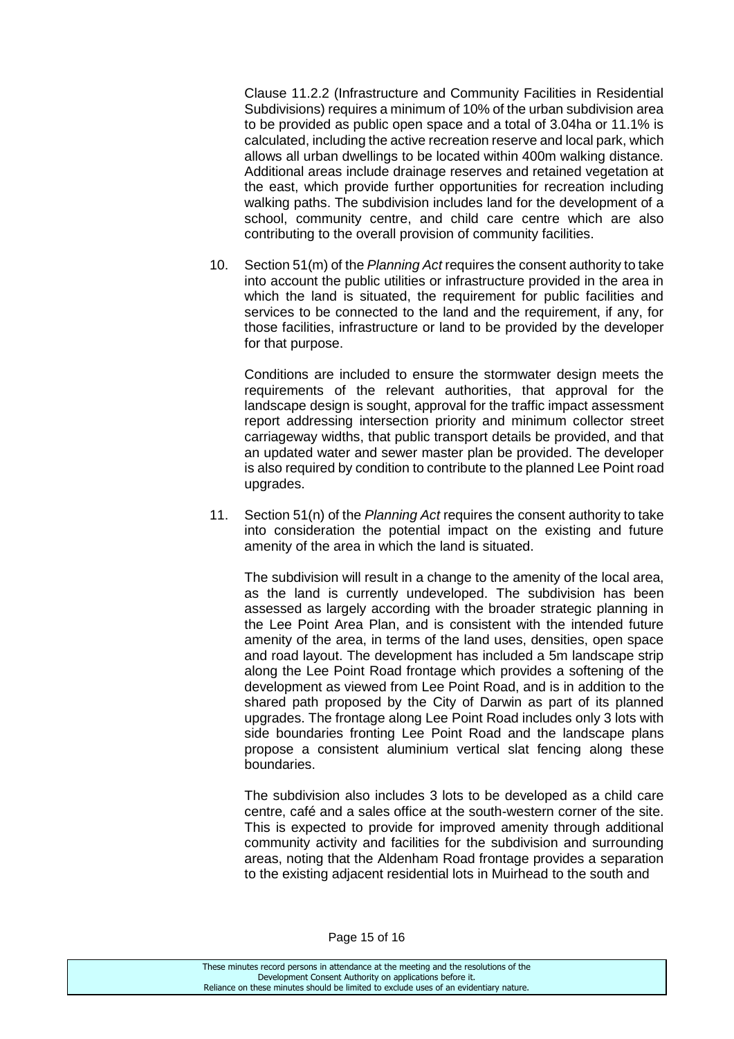Clause 11.2.2 (Infrastructure and Community Facilities in Residential Subdivisions) requires a minimum of 10% of the urban subdivision area to be provided as public open space and a total of 3.04ha or 11.1% is calculated, including the active recreation reserve and local park, which allows all urban dwellings to be located within 400m walking distance. Additional areas include drainage reserves and retained vegetation at the east, which provide further opportunities for recreation including walking paths. The subdivision includes land for the development of a school, community centre, and child care centre which are also contributing to the overall provision of community facilities.

10. Section 51(m) of the *Planning Act* requires the consent authority to take into account the public utilities or infrastructure provided in the area in which the land is situated, the requirement for public facilities and services to be connected to the land and the requirement, if any, for those facilities, infrastructure or land to be provided by the developer for that purpose.

    Conditions are included to ensure the stormwater design meets the requirements of the relevant authorities, that approval for the landscape design is sought, approval for the traffic impact assessment report addressing intersection priority and minimum collector street carriageway widths, that public transport details be provided, and that an updated water and sewer master plan be provided. The developer is also required by condition to contribute to the planned Lee Point road upgrades.

11. Section 51(n) of the *Planning Act* requires the consent authority to take into consideration the potential impact on the existing and future amenity of the area in which the land is situated.

    The subdivision will result in a change to the amenity of the local area, as the land is currently undeveloped. The subdivision has been assessed as largely according with the broader strategic planning in the Lee Point Area Plan, and is consistent with the intended future amenity of the area, in terms of the land uses, densities, open space and road layout. The development has included a 5m landscape strip along the Lee Point Road frontage which provides a softening of the development as viewed from Lee Point Road, and is in addition to the shared path proposed by the City of Darwin as part of its planned upgrades. The frontage along Lee Point Road includes only 3 lots with side boundaries fronting Lee Point Road and the landscape plans propose a consistent aluminium vertical slat fencing along these boundaries.

    The subdivision also includes 3 lots to be developed as a child care centre, café and a sales office at the south-western corner of the site. This is expected to provide for improved amenity through additional community activity and facilities for the subdivision and surrounding areas, noting that the Aldenham Road frontage provides a separation to the existing adjacent residential lots in Muirhead to the south and

These minutes record persons in attendance at the meeting and the resolutions of the Development Consent Authority on applications before it. Reliance on these minutes should be limited to exclude uses of an evidentiary nature.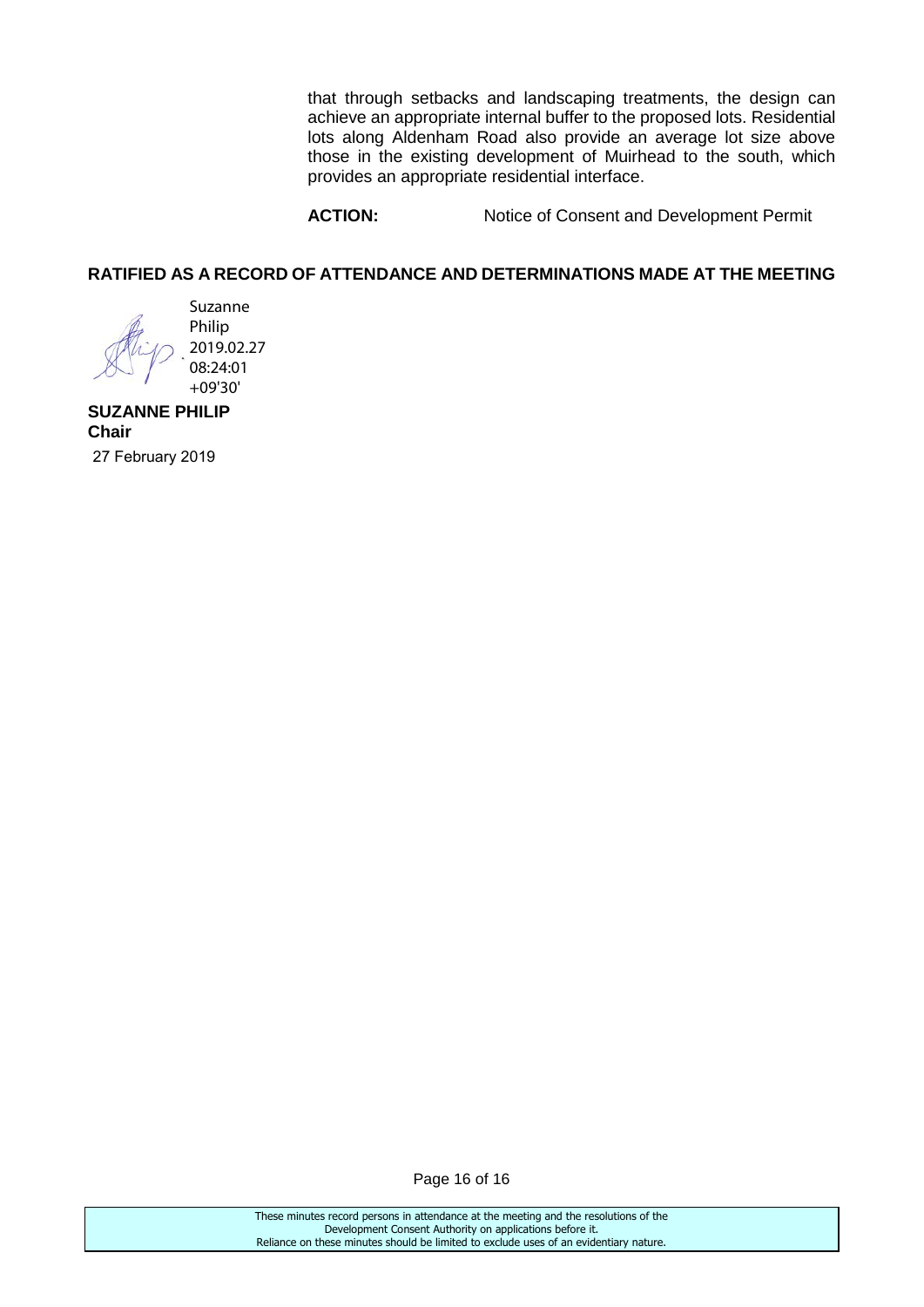that through setbacks and landscaping treatments, the design can achieve an appropriate internal buffer to the proposed lots. Residential lots along Aldenham Road also provide an average lot size above those in the existing development of Muirhead to the south, which provides an appropriate residential interface.

**ACTION:** Notice of Consent and Development Permit

**RATIFIED AS A RECORD OF ATTENDANCE AND DETERMINATIONS MADE AT THE MEETING**

Suzanne Philip
2019.02.27
08:24:01
+09'30'

**SUZANNE PHILIP**
**Chair**
27 February 2019

These minutes record persons in attendance at the meeting and the resolutions of the Development Consent Authority on applications before it.
Reliance on these minutes should be limited to exclude uses of an evidentiary nature.